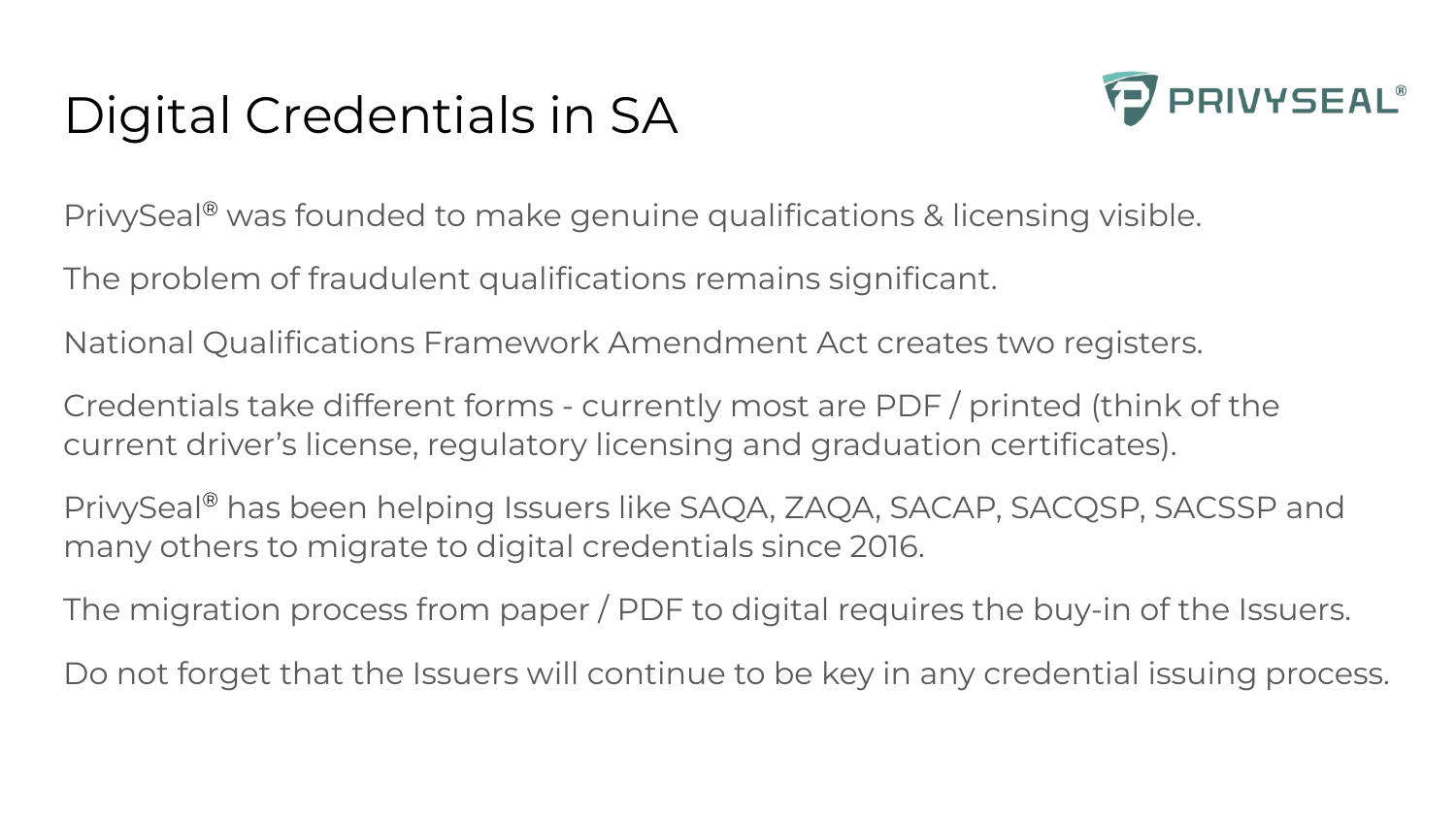# Digital Credentials in SA

PrivySeal® was founded to make genuine qualifications & licensing visible.

The problem of fraudulent qualifications remains significant.

National Qualifications Framework Amendment Act creates two registers.

Credentials take different forms - currently most are PDF / printed (think of the current driver's license, regulatory licensing and graduation certificates).

PrivySeal® has been helping Issuers like SAQA, ZAQA, SACAP, SACQSP, SACSSP and many others to migrate to digital credentials since 2016.

The migration process from paper / PDF to digital requires the buy-in of the Issuers.

Do not forget that the Issuers will continue to be key in any credential issuing process.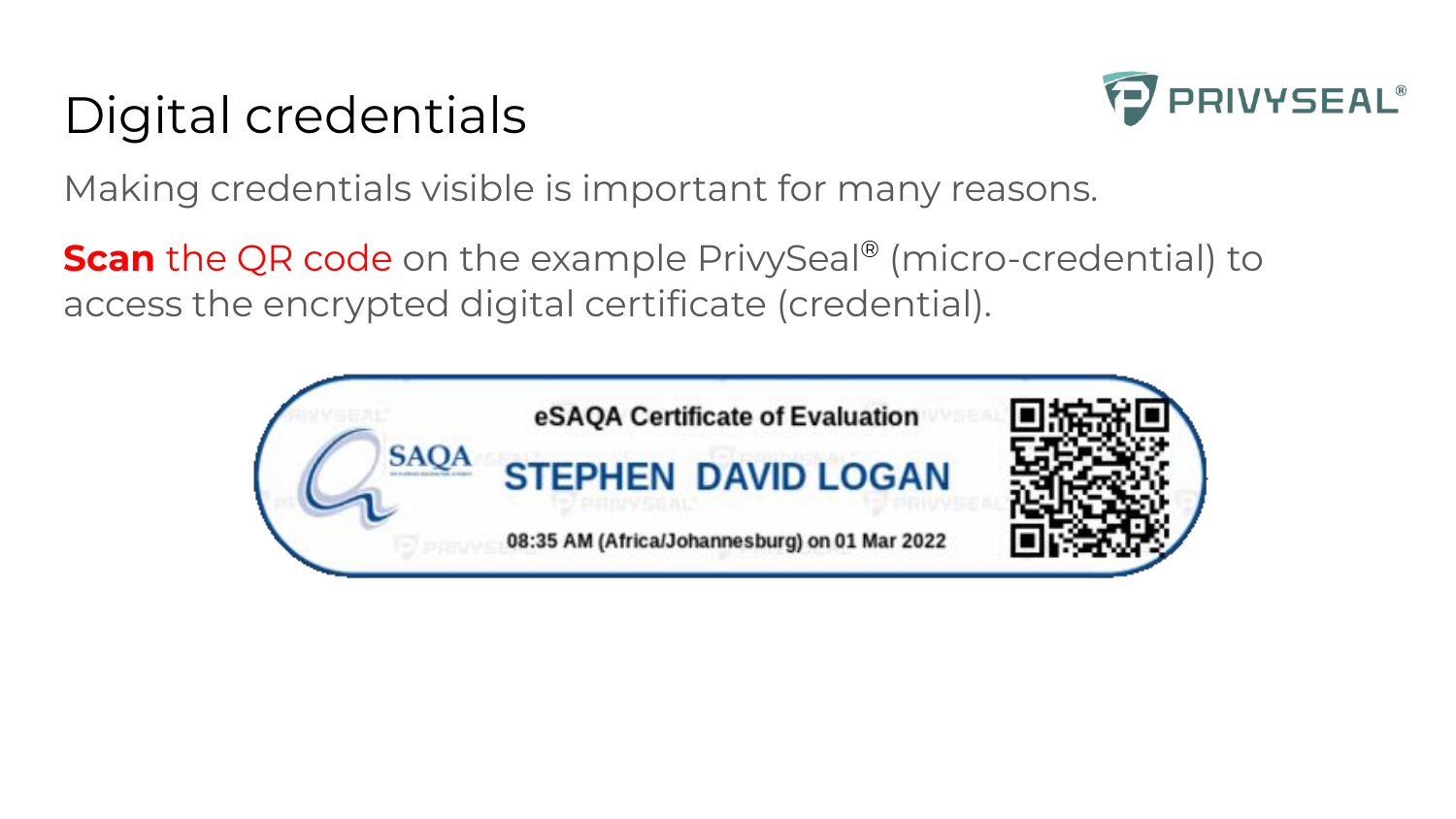# Digital credentials

Making credentials visible is important for many reasons.

**Scan** the QR code on the example PrivySeal® (micro-credential) to access the encrypted digital certificate (credential).

eSAQA Certificate of Evaluation

SAQA

STEPHEN DAVID LOGAN

08:35 AM (Africa/Johannesburg) on 01 Mar 2022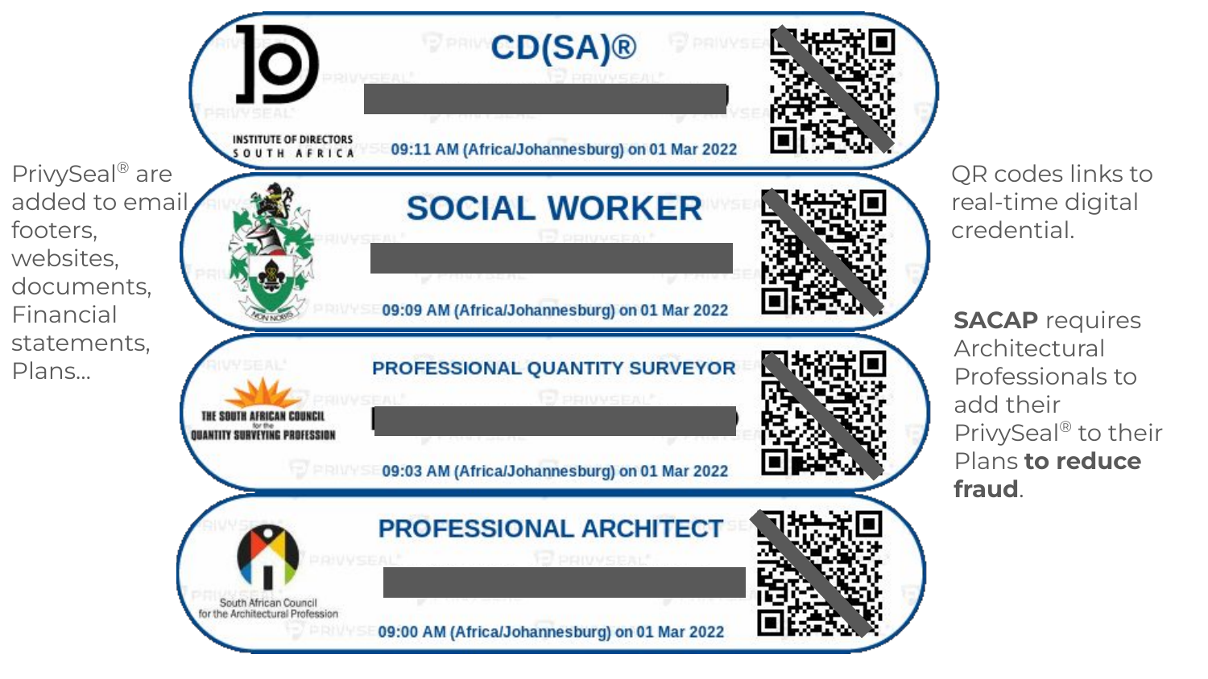PrivySeal® are added to email footers, websites, documents, Financial statements, Plans...

CD(SA)®

INSTITUTE OF DIRECTORS SOUTH AFRICA

09:11 AM (Africa/Johannesburg) on 01 Mar 2022

SOCIAL WORKER

09:09 AM (Africa/Johannesburg) on 01 Mar 2022

PROFESSIONAL QUANTITY SURVEYOR

THE SOUTH AFRICAN COUNCIL for the QUANTITY SURVEYING PROFESSION

09:03 AM (Africa/Johannesburg) on 01 Mar 2022

PROFESSIONAL ARCHITECT

South African Council for the Architectural Profession

09:00 AM (Africa/Johannesburg) on 01 Mar 2022

QR codes links to real-time digital credential.

**SACAP** requires Architectural Professionals to add their PrivySeal® to their Plans **to reduce fraud**.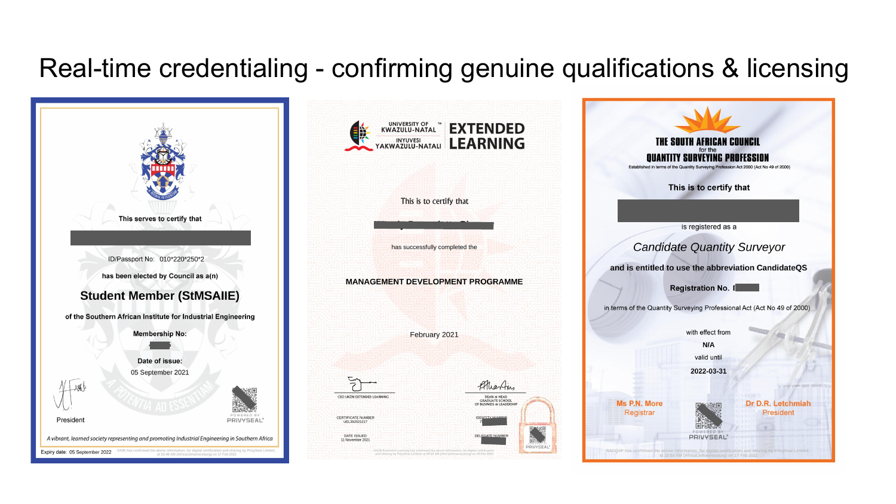# Real-time credentialing - confirming genuine qualifications & licensing

This serves to certify that

ID/Passport No: 010*220*250*2

**has been elected by Council as a(n)**

## Student Member (StMSAIIE)

**of the Southern African Institute for Industrial Engineering**

**Membership No:**

**Date of issue:**

05 September 2021

President

POWERED BY PRIVYSEAL

*A vibrant, learned society representing and promoting Industrial Engineering in Southern Africa*

Expiry date: 05 September 2022

SAIIE has confirmed the above information, for digital certification and sharing by PrivySeal Limited, at 10:48 AM (Africa/Johannesburg) on 17 Feb 2022

---

UNIVERSITY OF KWAZULU-NATAL INYUVESI YAKWAZULU-NATALI **EXTENDED LEARNING**

This is to certify that

has successfully completed the

**MANAGEMENT DEVELOPMENT PROGRAMME**

February 2021

CEO UKZN EXTENDED LEARNING

DEAN & HEAD GRADUATE SCHOOL OF BUSINESS & LEADERSHIP

CERTIFICATE NUMBER UEL392021217

IDENTITY NUMBER

DATE ISSUED 11 November 2021

DELEGATE NUMBER

PRIVYSEAL

UKZN Extended Learning has confirmed the above information, for digital certification and sharing by PrivySeal Limited, at 09:22 AM (Africa/Johannesburg) on 18 Feb 2022

---

**THE SOUTH AFRICAN COUNCIL for the QUANTITY SURVEYING PROFESSION**

Established in terms of the Quantity Surveying Profession Act 2000 (Act No 49 of 2000)

**This is to certify that**

is registered as a

*Candidate Quantity Surveyor*

**and is entitled to use the abbreviation CandidateQS**

**Registration No.**

in terms of the Quantity Surveying Professional Act (Act No 49 of 2000)

with effect from

**N/A**

valid until

**2022-03-31**

Ms P.N. More, Registrar

Dr D.R. Letchmiah, President

POWERED BY PRIVYSEAL

SACQSP has confirmed the above information, for digital certification and sharing by PrivySeal Limited, at 10:53 AM (Africa/Johannesburg) on 17 Feb 2022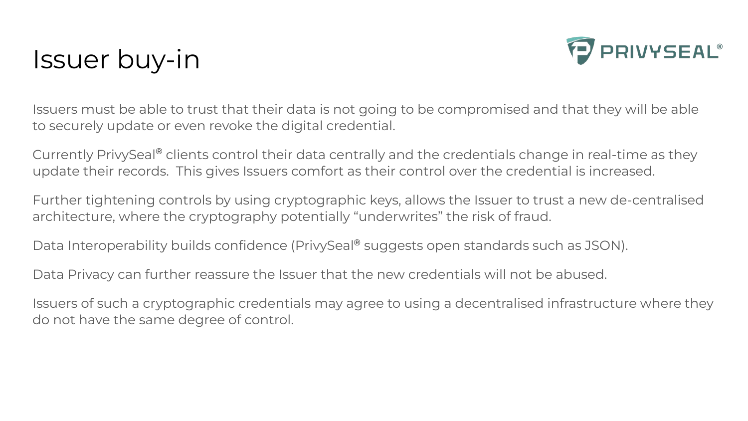# Issuer buy-in

Issuers must be able to trust that their data is not going to be compromised and that they will be able to securely update or even revoke the digital credential.

Currently PrivySeal® clients control their data centrally and the credentials change in real-time as they update their records.  This gives Issuers comfort as their control over the credential is increased.

Further tightening controls by using cryptographic keys, allows the Issuer to trust a new de-centralised architecture, where the cryptography potentially "underwrites" the risk of fraud.

Data Interoperability builds confidence (PrivySeal® suggests open standards such as JSON).

Data Privacy can further reassure the Issuer that the new credentials will not be abused.

Issuers of such a cryptographic credentials may agree to using a decentralised infrastructure where they do not have the same degree of control.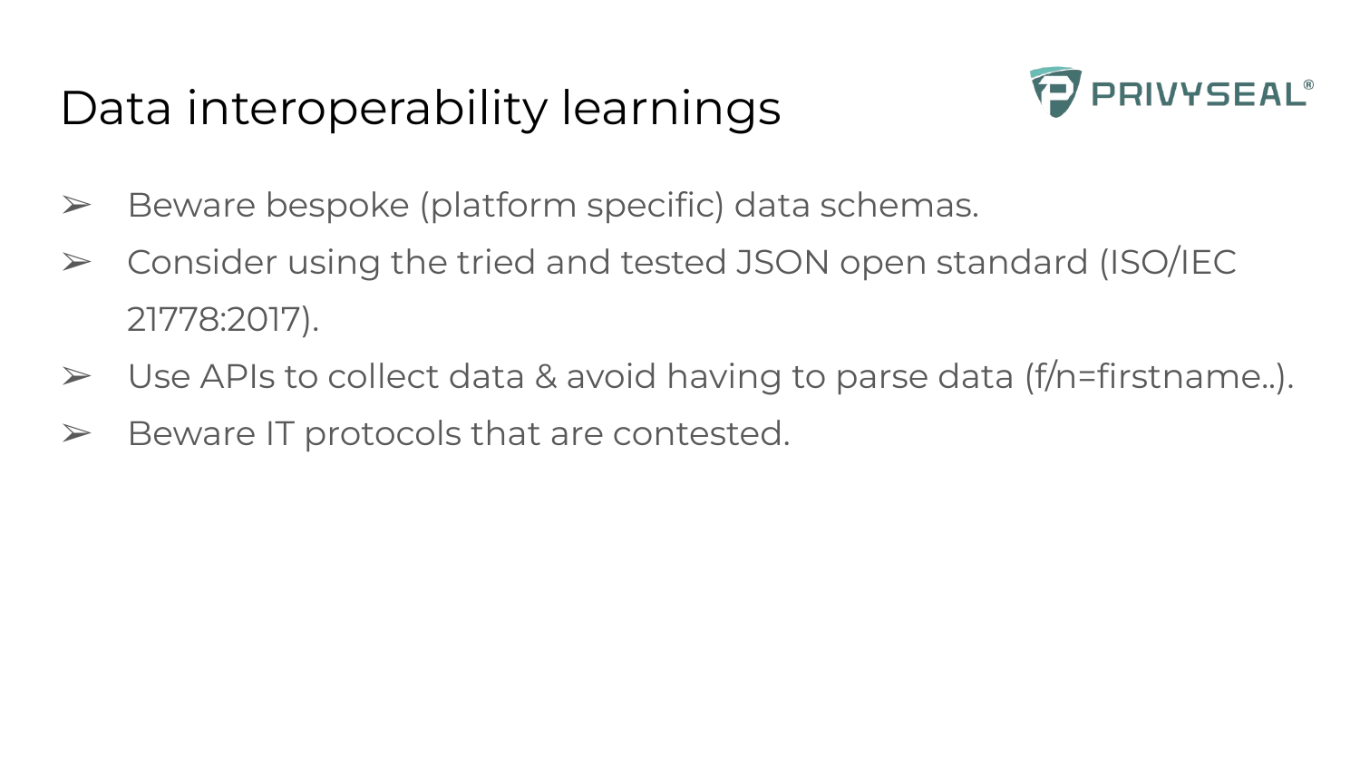# Data interoperability learnings

- Beware bespoke (platform specific) data schemas.
- Consider using the tried and tested JSON open standard (ISO/IEC 21778:2017).
- Use APIs to collect data & avoid having to parse data (f/n=firstname..).
- Beware IT protocols that are contested.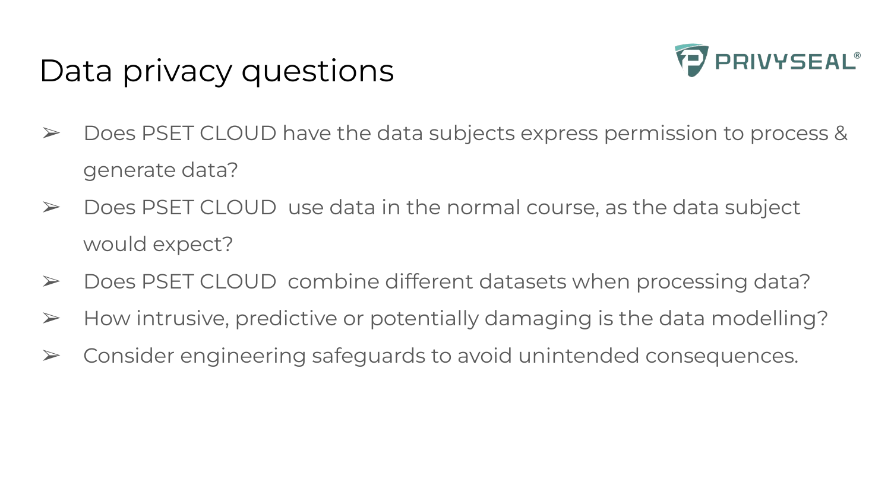# Data privacy questions

PRIVYSEAL®

- Does PSET CLOUD have the data subjects express permission to process & generate data?
- Does PSET CLOUD use data in the normal course, as the data subject would expect?
- Does PSET CLOUD combine different datasets when processing data?
- How intrusive, predictive or potentially damaging is the data modelling?
- Consider engineering safeguards to avoid unintended consequences.